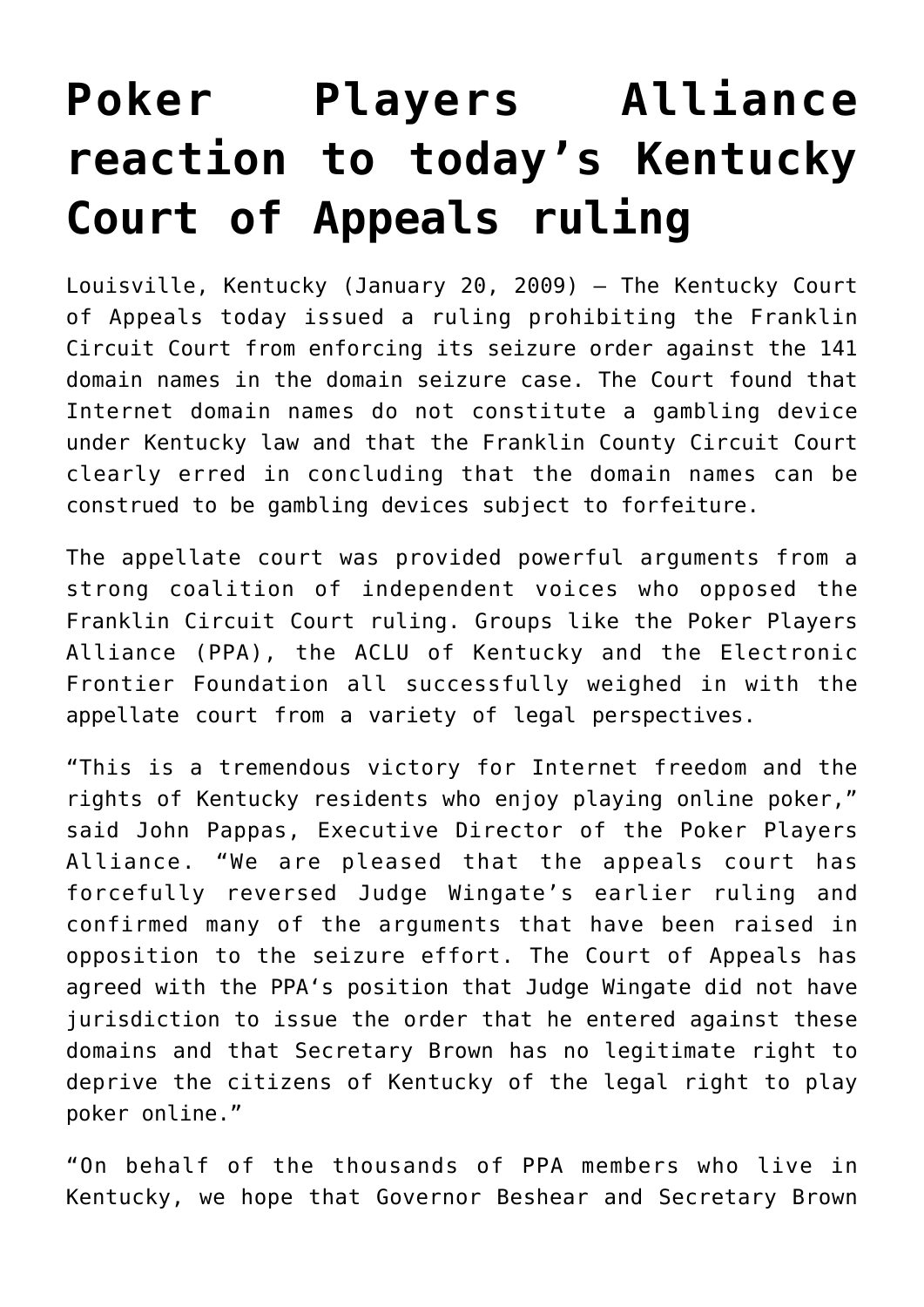# Poker Players Alliance reaction to today's Kentucky Court of Appeals ruling

Louisville, Kentucky (January 20, 2009) – The Kentucky Court of Appeals today issued a ruling prohibiting the Franklin Circuit Court from enforcing its seizure order against the 141 domain names in the domain seizure case. The Court found that Internet domain names do not constitute a gambling device under Kentucky law and that the Franklin County Circuit Court clearly erred in concluding that the domain names can be construed to be gambling devices subject to forfeiture.

The appellate court was provided powerful arguments from a strong coalition of independent voices who opposed the Franklin Circuit Court ruling. Groups like the Poker Players Alliance (PPA), the ACLU of Kentucky and the Electronic Frontier Foundation all successfully weighed in with the appellate court from a variety of legal perspectives.

"This is a tremendous victory for Internet freedom and the rights of Kentucky residents who enjoy playing online poker," said John Pappas, Executive Director of the Poker Players Alliance. "We are pleased that the appeals court has forcefully reversed Judge Wingate's earlier ruling and confirmed many of the arguments that have been raised in opposition to the seizure effort. The Court of Appeals has agreed with the PPA's position that Judge Wingate did not have jurisdiction to issue the order that he entered against these domains and that Secretary Brown has no legitimate right to deprive the citizens of Kentucky of the legal right to play poker online."

"On behalf of the thousands of PPA members who live in Kentucky, we hope that Governor Beshear and Secretary Brown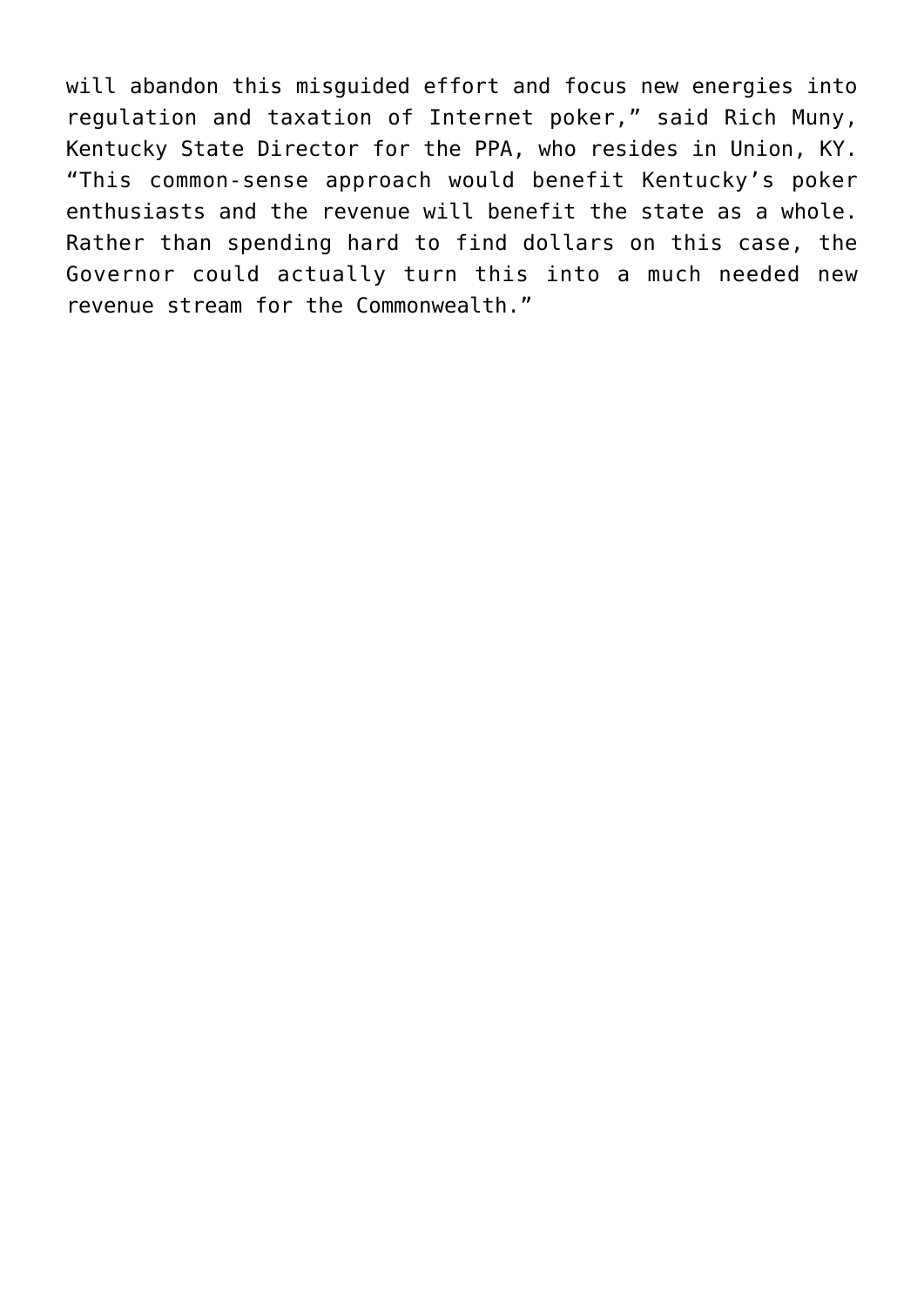will abandon this misguided effort and focus new energies into regulation and taxation of Internet poker," said Rich Muny, Kentucky State Director for the PPA, who resides in Union, KY. "This common-sense approach would benefit Kentucky's poker enthusiasts and the revenue will benefit the state as a whole. Rather than spending hard to find dollars on this case, the Governor could actually turn this into a much needed new revenue stream for the Commonwealth."